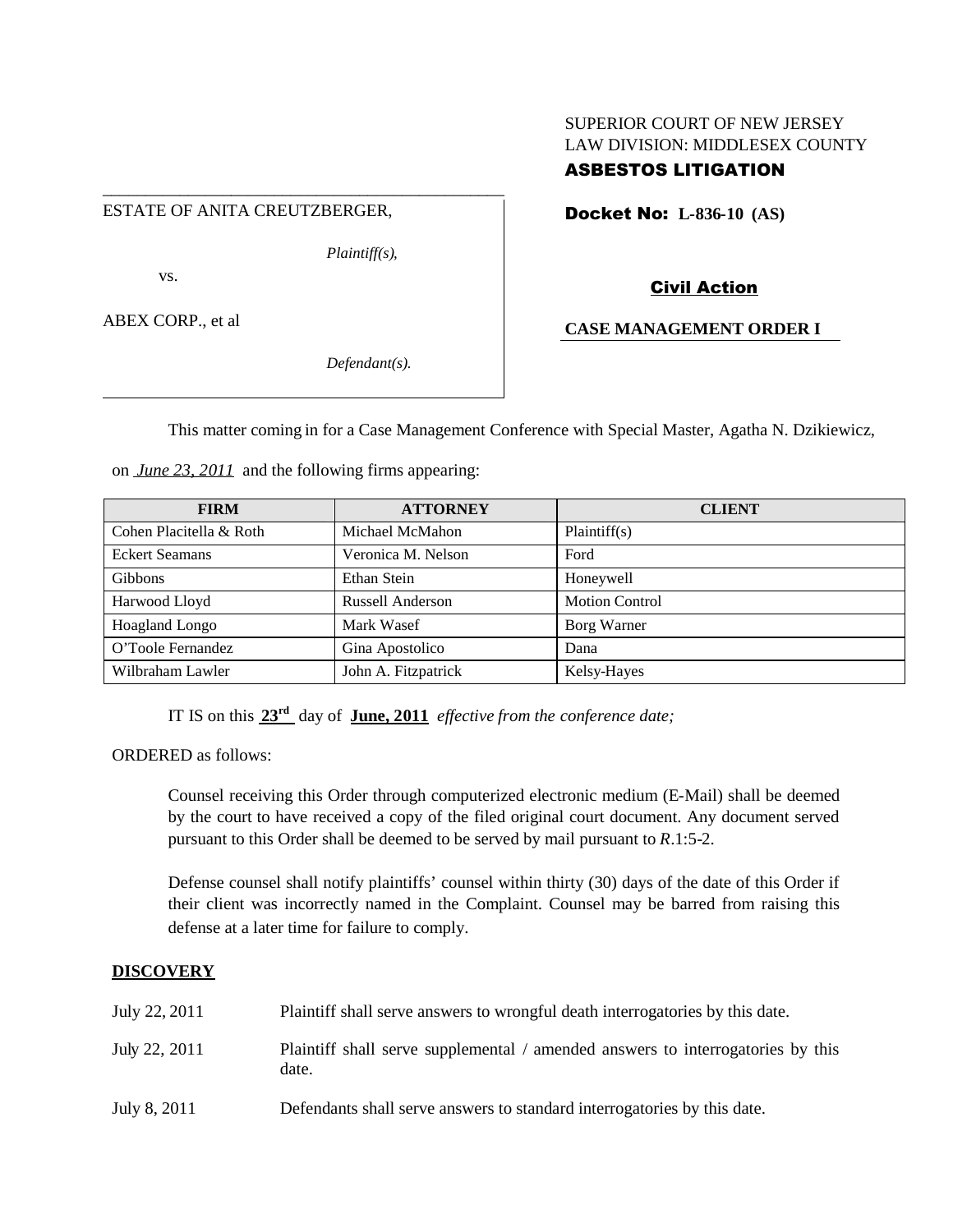SUPERIOR COURT OF NEW JERSEY
LAW DIVISION: MIDDLESEX COUNTY

**ASBESTOS LITIGATION**

ESTATE OF ANITA CREUTZBERGER,

*Plaintiff(s),*

vs.

ABEX CORP., et al

*Defendant(s).*

**Docket No: L-836-10 (AS)**

**Civil Action**

**CASE MANAGEMENT ORDER I**

This matter coming in for a Case Management Conference with Special Master, Agatha N. Dzikiewicz, on *June 23, 2011* and the following firms appearing:

| FIRM | ATTORNEY | CLIENT |
|---|---|---|
| Cohen Placitella & Roth | Michael McMahon | Plaintiff(s) |
| Eckert Seamans | Veronica M. Nelson | Ford |
| Gibbons | Ethan Stein | Honeywell |
| Harwood Lloyd | Russell Anderson | Motion Control |
| Hoagland Longo | Mark Wasef | Borg Warner |
| O'Toole Fernandez | Gina Apostolico | Dana |
| Wilbraham Lawler | John A. Fitzpatrick | Kelsy-Hayes |

IT IS on this **23rd** day of **June, 2011** *effective from the conference date;*

ORDERED as follows:

Counsel receiving this Order through computerized electronic medium (E-Mail) shall be deemed by the court to have received a copy of the filed original court document. Any document served pursuant to this Order shall be deemed to be served by mail pursuant to *R*.1:5-2.

Defense counsel shall notify plaintiffs' counsel within thirty (30) days of the date of this Order if their client was incorrectly named in the Complaint. Counsel may be barred from raising this defense at a later time for failure to comply.

**DISCOVERY**

| | |
|---|---|
| July 22, 2011 | Plaintiff shall serve answers to wrongful death interrogatories by this date. |
| July 22, 2011 | Plaintiff shall serve supplemental / amended answers to interrogatories by this date. |
| July 8, 2011 | Defendants shall serve answers to standard interrogatories by this date. |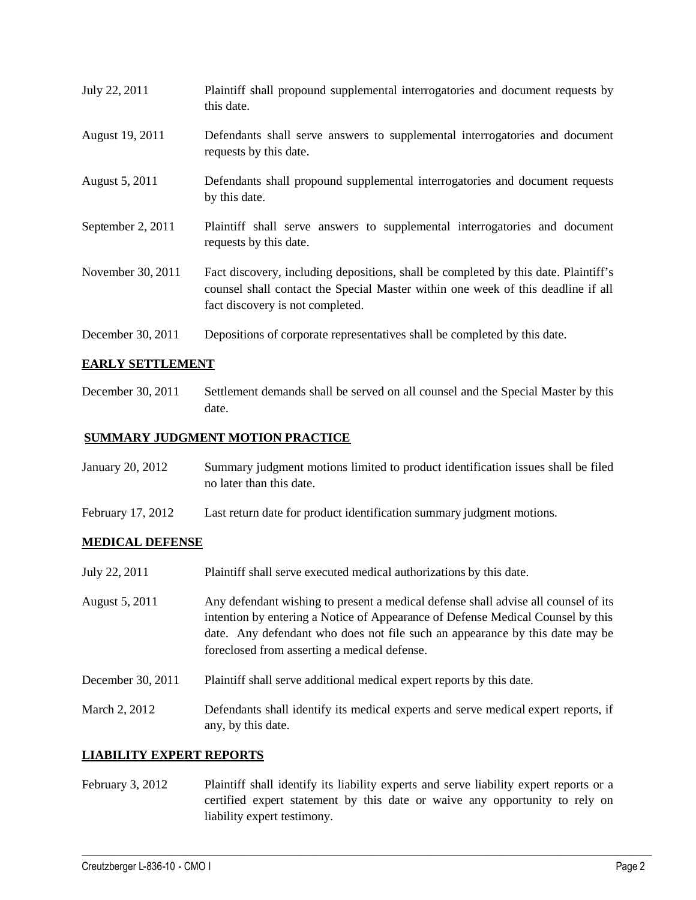| | |
|---|---|
| July 22, 2011 | Plaintiff shall propound supplemental interrogatories and document requests by this date. |
| August 19, 2011 | Defendants shall serve answers to supplemental interrogatories and document requests by this date. |
| August 5, 2011 | Defendants shall propound supplemental interrogatories and document requests by this date. |
| September 2, 2011 | Plaintiff shall serve answers to supplemental interrogatories and document requests by this date. |
| November 30, 2011 | Fact discovery, including depositions, shall be completed by this date. Plaintiff's counsel shall contact the Special Master within one week of this deadline if all fact discovery is not completed. |
| December 30, 2011 | Depositions of corporate representatives shall be completed by this date. |

**EARLY SETTLEMENT**

| | |
|---|---|
| December 30, 2011 | Settlement demands shall be served on all counsel and the Special Master by this date. |

**SUMMARY JUDGMENT MOTION PRACTICE**

| | |
|---|---|
| January 20, 2012 | Summary judgment motions limited to product identification issues shall be filed no later than this date. |
| February 17, 2012 | Last return date for product identification summary judgment motions. |

**MEDICAL DEFENSE**

| | |
|---|---|
| July 22, 2011 | Plaintiff shall serve executed medical authorizations by this date. |
| August 5, 2011 | Any defendant wishing to present a medical defense shall advise all counsel of its intention by entering a Notice of Appearance of Defense Medical Counsel by this date. Any defendant who does not file such an appearance by this date may be foreclosed from asserting a medical defense. |
| December 30, 2011 | Plaintiff shall serve additional medical expert reports by this date. |
| March 2, 2012 | Defendants shall identify its medical experts and serve medical expert reports, if any, by this date. |

**LIABILITY EXPERT REPORTS**

| | |
|---|---|
| February 3, 2012 | Plaintiff shall identify its liability experts and serve liability expert reports or a certified expert statement by this date or waive any opportunity to rely on liability expert testimony. |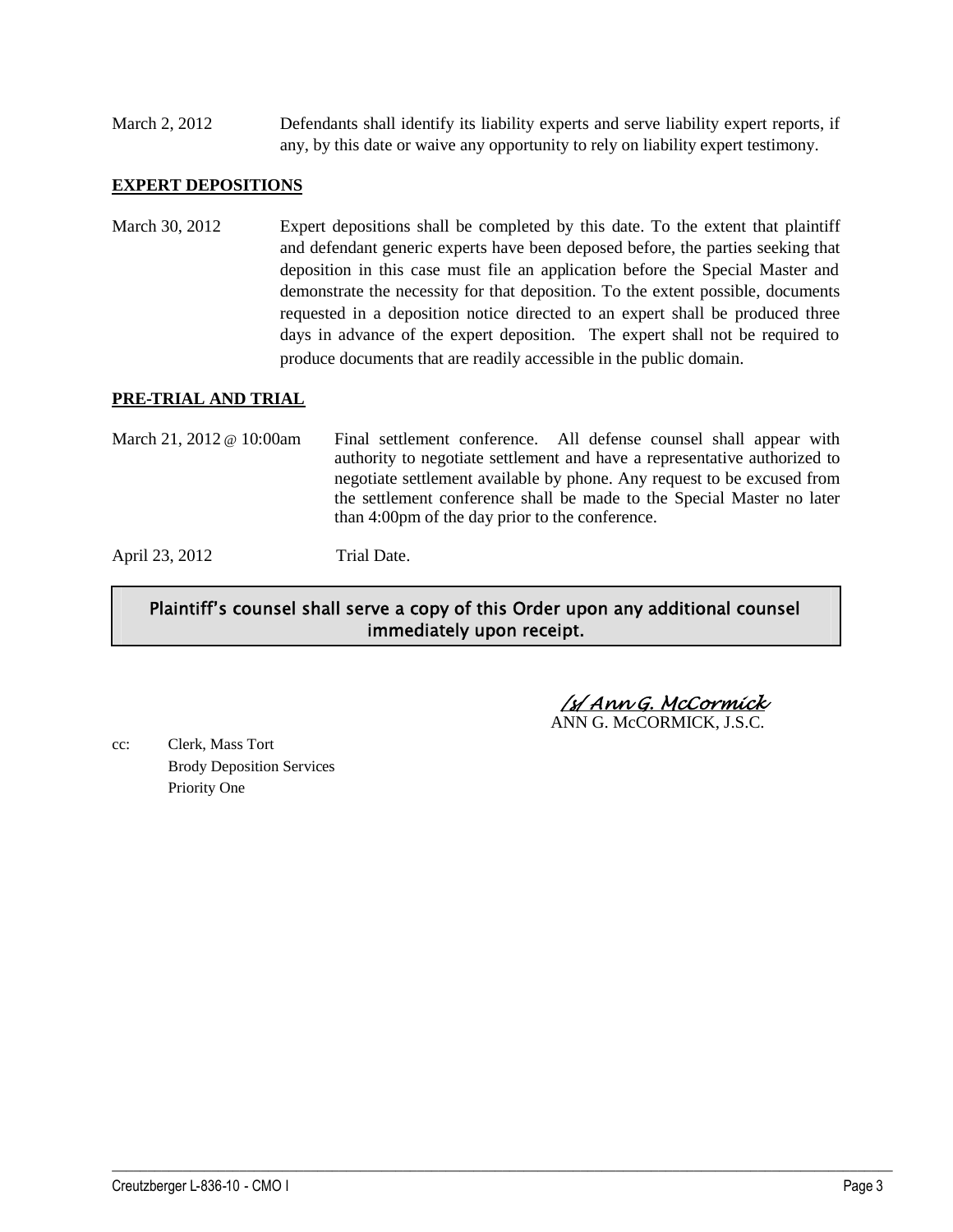March 2, 2012 Defendants shall identify its liability experts and serve liability expert reports, if any, by this date or waive any opportunity to rely on liability expert testimony.

**EXPERT DEPOSITIONS**

March 30, 2012 Expert depositions shall be completed by this date. To the extent that plaintiff and defendant generic experts have been deposed before, the parties seeking that deposition in this case must file an application before the Special Master and demonstrate the necessity for that deposition. To the extent possible, documents requested in a deposition notice directed to an expert shall be produced three days in advance of the expert deposition. The expert shall not be required to produce documents that are readily accessible in the public domain.

**PRE-TRIAL AND TRIAL**

March 21, 2012 @ 10:00am Final settlement conference. All defense counsel shall appear with authority to negotiate settlement and have a representative authorized to negotiate settlement available by phone. Any request to be excused from the settlement conference shall be made to the Special Master no later than 4:00pm of the day prior to the conference.

April 23, 2012 Trial Date.

**Plaintiff's counsel shall serve a copy of this Order upon any additional counsel immediately upon receipt.**

/s/ Ann G. McCormick
ANN G. McCORMICK, J.S.C.

cc: Clerk, Mass Tort
Brody Deposition Services
Priority One